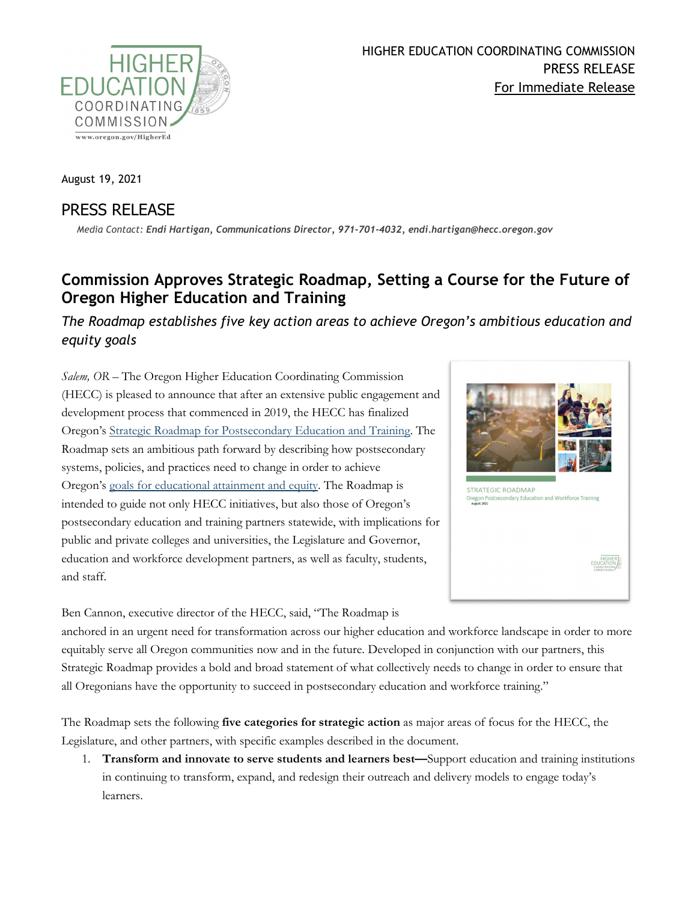HIGHER EDUCATION COORDINATING COMMISSION
PRESS RELEASE
For Immediate Release

August 19, 2021

# PRESS RELEASE

*Media Contact:* ***Endi Hartigan, Communications Director, 971-701-4032, endi.hartigan@hecc.oregon.gov***

## Commission Approves Strategic Roadmap, Setting a Course for the Future of Oregon Higher Education and Training

### *The Roadmap establishes five key action areas to achieve Oregon's ambitious education and equity goals*

*Salem, OR* – The Oregon Higher Education Coordinating Commission (HECC) is pleased to announce that after an extensive public engagement and development process that commenced in 2019, the HECC has finalized Oregon's [Strategic Roadmap for Postsecondary Education and Training](). The Roadmap sets an ambitious path forward by describing how postsecondary systems, policies, and practices need to change in order to achieve Oregon's [goals for educational attainment and equity](). The Roadmap is intended to guide not only HECC initiatives, but also those of Oregon's postsecondary education and training partners statewide, with implications for public and private colleges and universities, the Legislature and Governor, education and workforce development partners, as well as faculty, students, and staff.

Ben Cannon, executive director of the HECC, said, "The Roadmap is anchored in an urgent need for transformation across our higher education and workforce landscape in order to more equitably serve all Oregon communities now and in the future. Developed in conjunction with our partners, this Strategic Roadmap provides a bold and broad statement of what collectively needs to change in order to ensure that all Oregonians have the opportunity to succeed in postsecondary education and workforce training."

The Roadmap sets the following **five categories for strategic action** as major areas of focus for the HECC, the Legislature, and other partners, with specific examples described in the document.

1. **Transform and innovate to serve students and learners best**—Support education and training institutions in continuing to transform, expand, and redesign their outreach and delivery models to engage today's learners.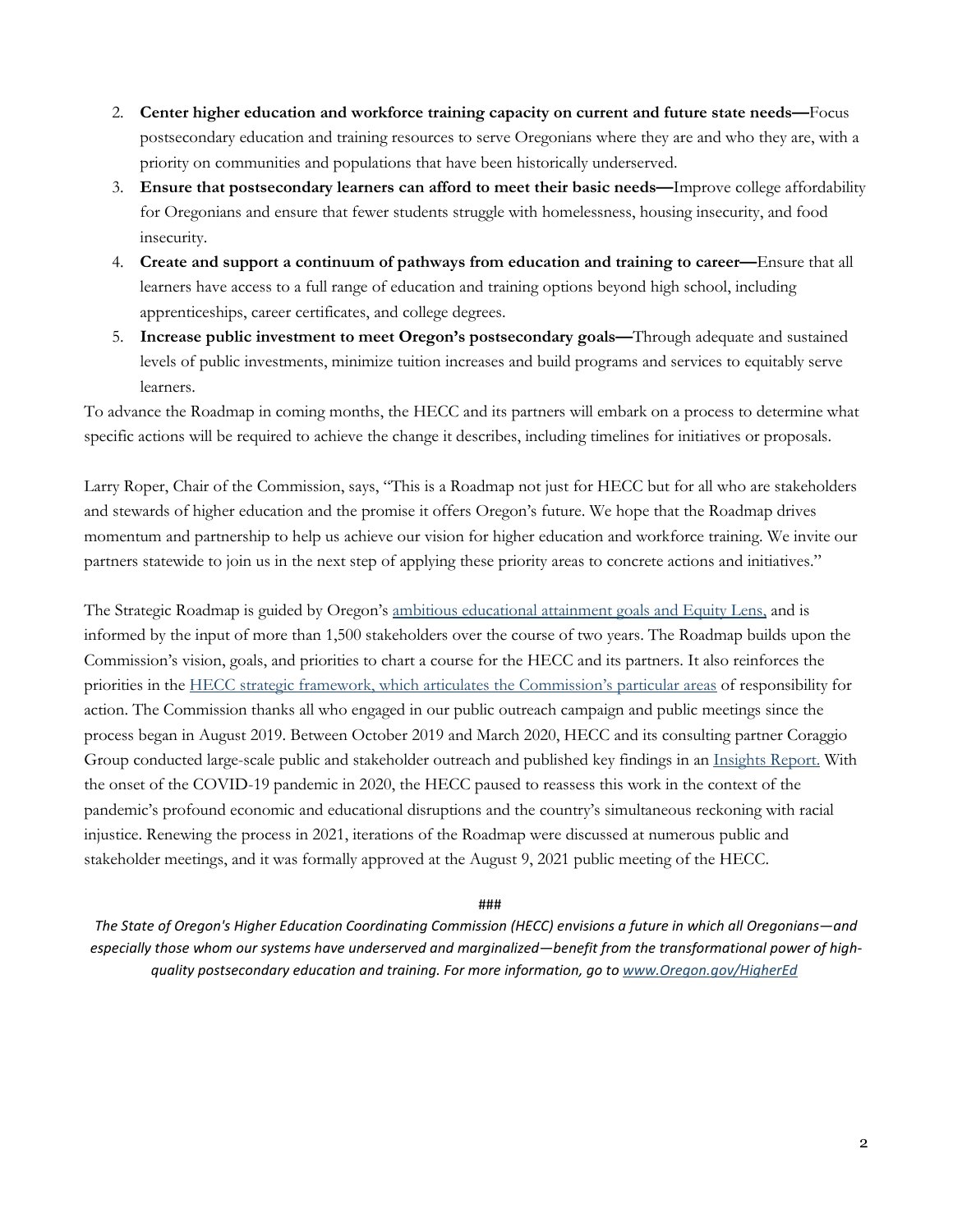2. **Center higher education and workforce training capacity on current and future state needs—**Focus postsecondary education and training resources to serve Oregonians where they are and who they are, with a priority on communities and populations that have been historically underserved.
3. **Ensure that postsecondary learners can afford to meet their basic needs—**Improve college affordability for Oregonians and ensure that fewer students struggle with homelessness, housing insecurity, and food insecurity.
4. **Create and support a continuum of pathways from education and training to career—**Ensure that all learners have access to a full range of education and training options beyond high school, including apprenticeships, career certificates, and college degrees.
5. **Increase public investment to meet Oregon's postsecondary goals—**Through adequate and sustained levels of public investments, minimize tuition increases and build programs and services to equitably serve learners.

To advance the Roadmap in coming months, the HECC and its partners will embark on a process to determine what specific actions will be required to achieve the change it describes, including timelines for initiatives or proposals.

Larry Roper, Chair of the Commission, says, "This is a Roadmap not just for HECC but for all who are stakeholders and stewards of higher education and the promise it offers Oregon's future. We hope that the Roadmap drives momentum and partnership to help us achieve our vision for higher education and workforce training. We invite our partners statewide to join us in the next step of applying these priority areas to concrete actions and initiatives."

The Strategic Roadmap is guided by Oregon's ambitious educational attainment goals and Equity Lens, and is informed by the input of more than 1,500 stakeholders over the course of two years. The Roadmap builds upon the Commission's vision, goals, and priorities to chart a course for the HECC and its partners. It also reinforces the priorities in the HECC strategic framework, which articulates the Commission's particular areas of responsibility for action. The Commission thanks all who engaged in our public outreach campaign and public meetings since the process began in August 2019. Between October 2019 and March 2020, HECC and its consulting partner Coraggio Group conducted large-scale public and stakeholder outreach and published key findings in an Insights Report. With the onset of the COVID-19 pandemic in 2020, the HECC paused to reassess this work in the context of the pandemic's profound economic and educational disruptions and the country's simultaneous reckoning with racial injustice. Renewing the process in 2021, iterations of the Roadmap were discussed at numerous public and stakeholder meetings, and it was formally approved at the August 9, 2021 public meeting of the HECC.

###

*The State of Oregon's Higher Education Coordinating Commission (HECC) envisions a future in which all Oregonians—and especially those whom our systems have underserved and marginalized—benefit from the transformational power of high-quality postsecondary education and training. For more information, go to www.Oregon.gov/HigherEd*